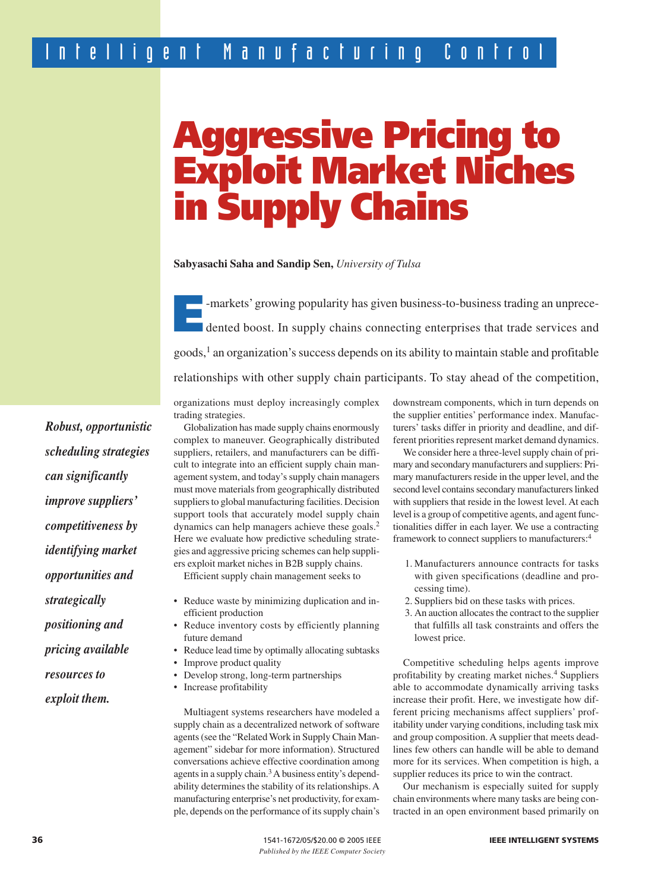# Aggressive Pricing to Exploit Market Niches in Supply Chains

**Sabyasachi Saha and Sandip Sen,** *University of Tulsa*

*Robust, opportunistic scheduling strategies can significantly improve suppliers' competitiveness by identifying market opportunities and strategically positioning and pricing available resources to exploit them.*

E-markets' growing popularity has given business-to-business trading an unprecedented boost. In supply chains connecting enterprises that trade services and goods,[1] an organization's success depends on its ability to maintain stable and profitable relationships with other supply chain participants. To stay ahead of the competition, organizations must deploy increasingly complex trading strategies.

Globalization has made supply chains enormously complex to maneuver. Geographically distributed suppliers, retailers, and manufacturers can be difficult to integrate into an efficient supply chain management system, and today's supply chain managers must move materials from geographically distributed suppliers to global manufacturing facilities. Decision support tools that accurately model supply chain dynamics can help managers achieve these goals.[2] Here we evaluate how predictive scheduling strategies and aggressive pricing schemes can help suppliers exploit market niches in B2B supply chains.

Efficient supply chain management seeks to

- Reduce waste by minimizing duplication and inefficient production
- Reduce inventory costs by efficiently planning future demand
- Reduce lead time by optimally allocating subtasks
- Improve product quality
- Develop strong, long-term partnerships
- Increase profitability

Multiagent systems researchers have modeled a supply chain as a decentralized network of software agents (see the "Related Work in Supply Chain Management" sidebar for more information). Structured conversations achieve effective coordination among agents in a supply chain.[3] A business entity's dependability determines the stability of its relationships. A manufacturing enterprise's net productivity, for example, depends on the performance of its supply chain's downstream components, which in turn depends on the supplier entities' performance index. Manufacturers' tasks differ in priority and deadline, and different priorities represent market demand dynamics.

We consider here a three-level supply chain of primary and secondary manufacturers and suppliers: Primary manufacturers reside in the upper level, and the second level contains secondary manufacturers linked with suppliers that reside in the lowest level. At each level is a group of competitive agents, and agent functionalities differ in each layer. We use a contracting framework to connect suppliers to manufacturers:[4]

1. Manufacturers announce contracts for tasks with given specifications (deadline and processing time).
2. Suppliers bid on these tasks with prices.
3. An auction allocates the contract to the supplier that fulfills all task constraints and offers the lowest price.

Competitive scheduling helps agents improve profitability by creating market niches.[4] Suppliers able to accommodate dynamically arriving tasks increase their profit. Here, we investigate how different pricing mechanisms affect suppliers' profitability under varying conditions, including task mix and group composition. A supplier that meets deadlines few others can handle will be able to demand more for its services. When competition is high, a supplier reduces its price to win the contract.

Our mechanism is especially suited for supply chain environments where many tasks are being contracted in an open environment based primarily on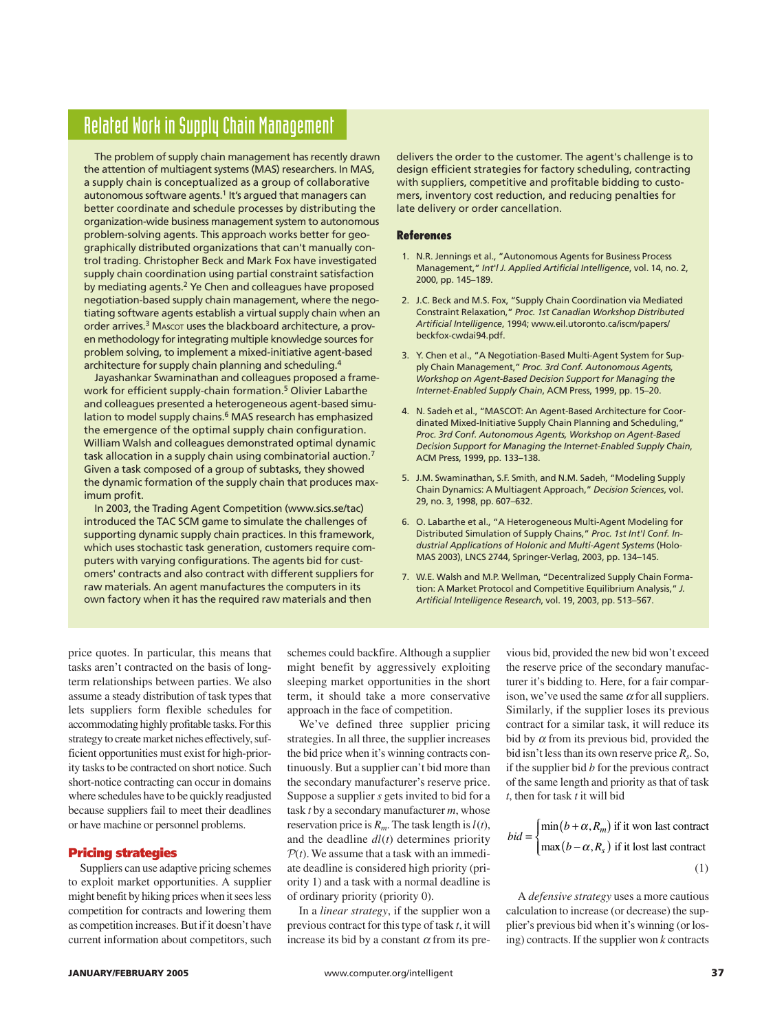## Related Work in Supply Chain Management

The problem of supply chain management has recently drawn the attention of multiagent systems (MAS) researchers. In MAS, a supply chain is conceptualized as a group of collaborative autonomous software agents.[1] It's argued that managers can better coordinate and schedule processes by distributing the organization-wide business management system to autonomous problem-solving agents. This approach works better for geographically distributed organizations that can't manually control trading. Christopher Beck and Mark Fox have investigated supply chain coordination using partial constraint satisfaction by mediating agents.[2] Ye Chen and colleagues have proposed negotiation-based supply chain management, where the negotiating software agents establish a virtual supply chain when an order arrives.[3] Mascot uses the blackboard architecture, a proven methodology for integrating multiple knowledge sources for problem solving, to implement a mixed-initiative agent-based architecture for supply chain planning and scheduling.[4]

Jayashankar Swaminathan and colleagues proposed a framework for efficient supply-chain formation.[5] Olivier Labarthe and colleagues presented a heterogeneous agent-based simulation to model supply chains.[6] MAS research has emphasized the emergence of the optimal supply chain configuration. William Walsh and colleagues demonstrated optimal dynamic task allocation in a supply chain using combinatorial auction.[7] Given a task composed of a group of subtasks, they showed the dynamic formation of the supply chain that produces maximum profit.

In 2003, the Trading Agent Competition (www.sics.se/tac) introduced the TAC SCM game to simulate the challenges of supporting dynamic supply chain practices. In this framework, which uses stochastic task generation, customers require computers with varying configurations. The agents bid for customers' contracts and also contract with different suppliers for raw materials. An agent manufactures the computers in its own factory when it has the required raw materials and then delivers the order to the customer. The agent's challenge is to design efficient strategies for factory scheduling, contracting with suppliers, competitive and profitable bidding to customers, inventory cost reduction, and reducing penalties for late delivery or order cancellation.

### References

1. N.R. Jennings et al., "Autonomous Agents for Business Process Management," *Int'l J. Applied Artificial Intelligence*, vol. 14, no. 2, 2000, pp. 145–189.
2. J.C. Beck and M.S. Fox, "Supply Chain Coordination via Mediated Constraint Relaxation," *Proc. 1st Canadian Workshop Distributed Artificial Intelligence*, 1994; www.eil.utoronto.ca/iscm/papers/beckfox-cwdai94.pdf.
3. Y. Chen et al., "A Negotiation-Based Multi-Agent System for Supply Chain Management," *Proc. 3rd Conf. Autonomous Agents, Workshop on Agent-Based Decision Support for Managing the Internet-Enabled Supply Chain*, ACM Press, 1999, pp. 15–20.
4. N. Sadeh et al., "MASCOT: An Agent-Based Architecture for Coordinated Mixed-Initiative Supply Chain Planning and Scheduling," *Proc. 3rd Conf. Autonomous Agents, Workshop on Agent-Based Decision Support for Managing the Internet-Enabled Supply Chain*, ACM Press, 1999, pp. 133–138.
5. J.M. Swaminathan, S.F. Smith, and N.M. Sadeh, "Modeling Supply Chain Dynamics: A Multiagent Approach," *Decision Sciences*, vol. 29, no. 3, 1998, pp. 607–632.
6. O. Labarthe et al., "A Heterogeneous Multi-Agent Modeling for Distributed Simulation of Supply Chains," *Proc. 1st Int'l Conf. Industrial Applications of Holonic and Multi-Agent Systems* (HoloMAS 2003), LNCS 2744, Springer-Verlag, 2003, pp. 134–145.
7. W.E. Walsh and M.P. Wellman, "Decentralized Supply Chain Formation: A Market Protocol and Competitive Equilibrium Analysis," *J. Artificial Intelligence Research*, vol. 19, 2003, pp. 513–567.

---

price quotes. In particular, this means that tasks aren't contracted on the basis of long-term relationships between parties. We also assume a steady distribution of task types that lets suppliers form flexible schedules for accommodating highly profitable tasks. For this strategy to create market niches effectively, sufficient opportunities must exist for high-priority tasks to be contracted on short notice. Such short-notice contracting can occur in domains where schedules have to be quickly readjusted because suppliers fail to meet their deadlines or have machine or personnel problems.

## Pricing strategies

Suppliers can use adaptive pricing schemes to exploit market opportunities. A supplier might benefit by hiking prices when it sees less competition for contracts and lowering them as competition increases. But if it doesn't have current information about competitors, such schemes could backfire. Although a supplier might benefit by aggressively exploiting sleeping market opportunities in the short term, it should take a more conservative approach in the face of competition.

We've defined three supplier pricing strategies. In all three, the supplier increases the bid price when it's winning contracts continuously. But a supplier can't bid more than the secondary manufacturer's reserve price. Suppose a supplier $s$ gets invited to bid for a task $t$ by a secondary manufacturer $m$, whose reservation price is $R_m$. The task length is $l(t)$, and the deadline $dl(t)$ determines priority $\mathcal{P}(t)$. We assume that a task with an immediate deadline is considered high priority (priority 1) and a task with a normal deadline is of ordinary priority (priority 0).

In a *linear strategy*, if the supplier won a previous contract for this type of task $t$, it will increase its bid by a constant $\alpha$ from its previous bid, provided the new bid won't exceed the reserve price of the secondary manufacturer it's bidding to. Here, for a fair comparison, we've used the same $\alpha$ for all suppliers. Similarly, if the supplier loses its previous contract for a similar task, it will reduce its bid by $\alpha$ from its previous bid, provided the bid isn't less than its own reserve price $R_s$. So, if the supplier bid $b$ for the previous contract of the same length and priority as that of task $t$, then for task $t$ it will bid

$$bid = \begin{cases} \min(b+\alpha, R_m) & \text{if it won last contract} \\ \max(b-\alpha, R_s) & \text{if it lost last contract} \end{cases} \tag{1}$$

A *defensive strategy* uses a more cautious calculation to increase (or decrease) the supplier's previous bid when it's winning (or losing) contracts. If the supplier won $k$ contracts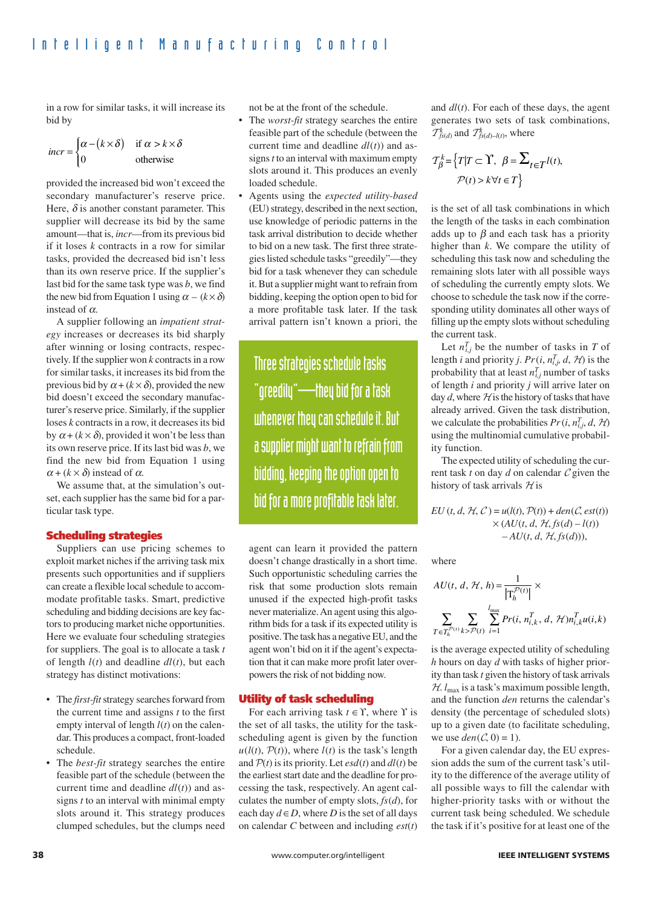in a row for similar tasks, it will increase its bid by

$$incr = \begin{cases} \alpha - (k \times \delta) & \text{if } \alpha > k \times \delta \\ 0 & \text{otherwise} \end{cases}$$

provided the increased bid won't exceed the secondary manufacturer's reserve price. Here, $\delta$ is another constant parameter. This supplier will decrease its bid by the same amount—that is, *incr*—from its previous bid if it loses $k$ contracts in a row for similar tasks, provided the decreased bid isn't less than its own reserve price. If the supplier's last bid for the same task type was $b$, we find the new bid from Equation 1 using $\alpha - (k \times \delta)$ instead of $\alpha$.

A supplier following an *impatient strategy* increases or decreases its bid sharply after winning or losing contracts, respectively. If the supplier won $k$ contracts in a row for similar tasks, it increases its bid from the previous bid by $\alpha + (k \times \delta)$, provided the new bid doesn't exceed the secondary manufacturer's reserve price. Similarly, if the supplier loses $k$ contracts in a row, it decreases its bid by $\alpha + (k \times \delta)$, provided it won't be less than its own reserve price. If its last bid was $b$, we find the new bid from Equation 1 using $\alpha + (k \times \delta)$ instead of $\alpha$.

We assume that, at the simulation's outset, each supplier has the same bid for a particular task type.

## Scheduling strategies

Suppliers can use pricing schemes to exploit market niches if the arriving task mix presents such opportunities and if suppliers can create a flexible local schedule to accommodate profitable tasks. Smart, predictive scheduling and bidding decisions are key factors to producing market niche opportunities. Here we evaluate four scheduling strategies for suppliers. The goal is to allocate a task $t$ of length $l(t)$ and deadline $dl(t)$, but each strategy has distinct motivations:

- The *first-fit* strategy searches forward from the current time and assigns $t$ to the first empty interval of length $l(t)$ on the calendar. This produces a compact, front-loaded schedule.
- The *best-fit* strategy searches the entire feasible part of the schedule (between the current time and deadline $dl(t)$) and assigns $t$ to an interval with minimal empty slots around it. This strategy produces clumped schedules, but the clumps need not be at the front of the schedule.
- The *worst-fit* strategy searches the entire feasible part of the schedule (between the current time and deadline $dl(t)$) and assigns $t$ to an interval with maximum empty slots around it. This produces an evenly loaded schedule.
- Agents using the *expected utility-based* (EU) strategy, described in the next section, use knowledge of periodic patterns in the task arrival distribution to decide whether to bid on a new task. The first three strategies listed schedule tasks "greedily"—they bid for a task whenever they can schedule it. But a supplier might want to refrain from bidding, keeping the option open to bid for a more profitable task later. If the task arrival pattern isn't known a priori, the agent can learn it provided the pattern doesn't change drastically in a short time. Such opportunistic scheduling carries the risk that some production slots remain unused if the expected high-profit tasks never materialize. An agent using this algorithm bids for a task if its expected utility is positive. The task has a negative EU, and the agent won't bid on it if the agent's expectation that it can make more profit later overpowers the risk of not bidding now.

> Three strategies schedule tasks "greedily"—they bid for a task whenever they can schedule it. But a supplier might want to refrain from bidding, keeping the option open to bid for a more profitable task later.

## Utility of task scheduling

For each arriving task $t \in \Upsilon$, where $\Upsilon$ is the set of all tasks, the utility for the task-scheduling agent is given by the function $u(l(t), \mathcal{P}(t))$, where $l(t)$ is the task's length and $\mathcal{P}(t)$ is its priority. Let $esd(t)$ and $dl(t)$ be the earliest start date and the deadline for processing the task, respectively. An agent calculates the number of empty slots, $fs(d)$, for each day $d \in D$, where $D$ is the set of all days on calendar $C$ between and including $est(t)$ and $dl(t)$. For each of these days, the agent generates two sets of task combinations, $\mathcal{T}^k_{fs(d)}$ and $\mathcal{T}^k_{fs(d)-l(t)}$, where

$$\mathcal{T}^k_\beta = \{T | T \subset \Upsilon,\ \beta = \textstyle\sum_{t \in T} l(t),\ \mathcal{P}(t) > k \forall t \in T\}$$

is the set of all task combinations in which the length of the tasks in each combination adds up to $\beta$ and each task has a priority higher than $k$. We compare the utility of scheduling this task now and scheduling the remaining slots later with all possible ways of scheduling the currently empty slots. We choose to schedule the task now if the corresponding utility dominates all other ways of filling up the empty slots without scheduling the current task.

Let $n^T_{i,j}$ be the number of tasks in $T$ of length $i$ and priority $j$. $Pr(i, n^T_{i,j}, d, \mathcal{H})$ is the probability that at least $n^T_{i,j}$ number of tasks of length $i$ and priority $j$ will arrive later on day $d$, where $\mathcal{H}$ is the history of tasks that have already arrived. Given the task distribution, we calculate the probabilities $Pr(i, n^T_{i,j}, d, \mathcal{H})$ using the multinomial cumulative probability function.

The expected utility of scheduling the current task $t$ on day $d$ on calendar $\mathcal{C}$ given the history of task arrivals $\mathcal{H}$ is

$$EU(t, d, \mathcal{H}, \mathcal{C}) = u(l(t), \mathcal{P}(t)) + den(\mathcal{C}, est(t)) \times (AU(t, d, \mathcal{H}, fs(d) - l(t)) - AU(t, d, \mathcal{H}, fs(d))),$$

where

$$AU(t, d, \mathcal{H}, h) = \frac{1}{|\Upsilon^{\mathcal{P}(t)}_h|} \times \sum_{T \in \Upsilon^{\mathcal{P}(t)}_h} \sum_{k > \mathcal{P}(t)} \sum_{i=1}^{l_{max}} Pr(i, n^T_{i,k}, d, \mathcal{H}) n^T_{i,k} u(i,k)$$

is the average expected utility of scheduling $h$ hours on day $d$ with tasks of higher priority than task $t$ given the history of task arrivals $\mathcal{H}$. $l_{max}$ is a task's maximum possible length, and the function $den$ returns the calendar's density (the percentage of scheduled slots) up to a given date (to facilitate scheduling, we use $den(\mathcal{C}, 0) = 1$).

For a given calendar day, the EU expression adds the sum of the current task's utility to the difference of the average utility of all possible ways to fill the calendar with higher-priority tasks with or without the current task being scheduled. We schedule the task if it's positive for at least one of the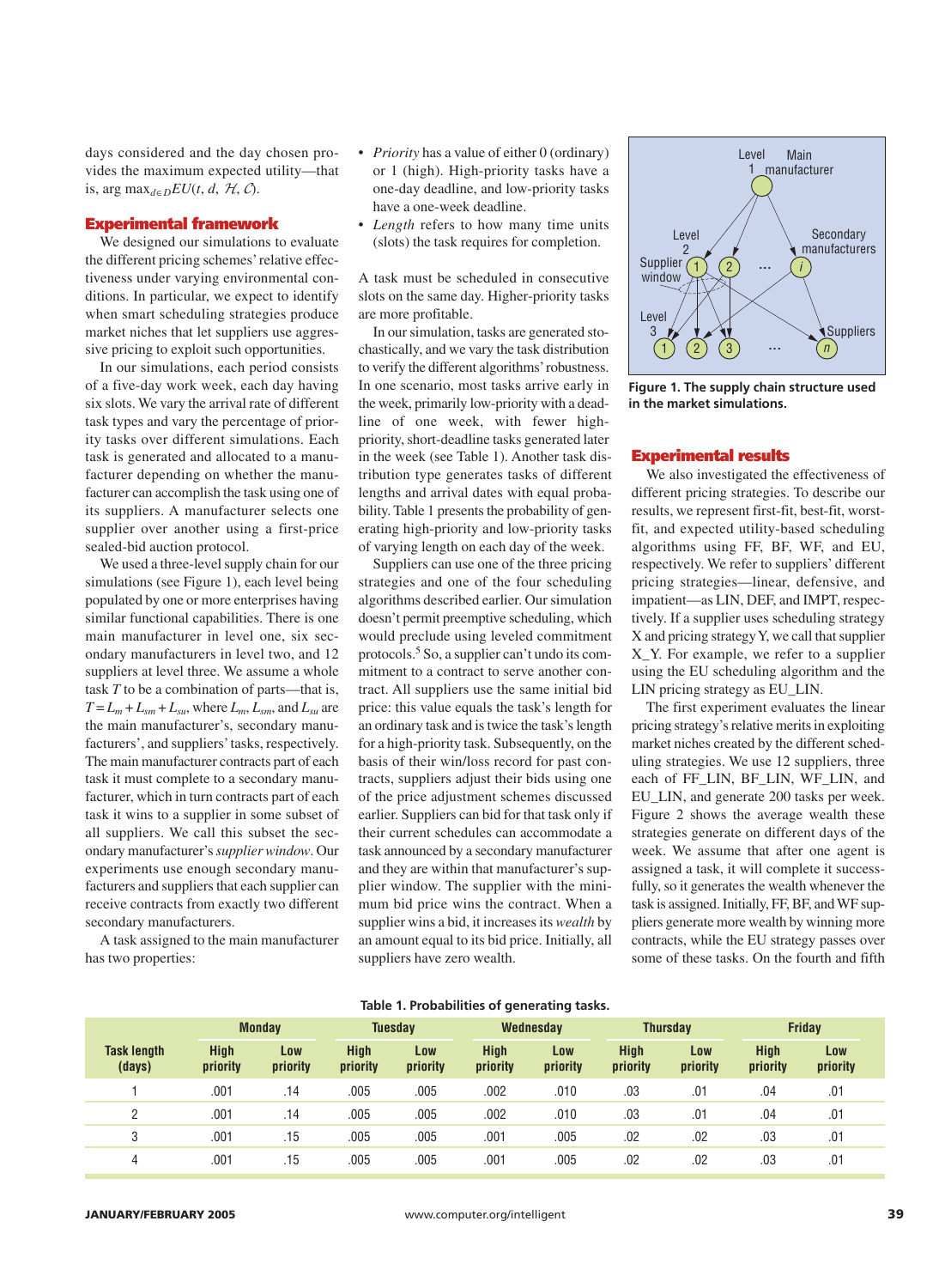days considered and the day chosen provides the maximum expected utility—that is, arg $\max_{d \in D} EU(t, d, \mathcal{H}, \mathcal{C})$.

## Experimental framework

We designed our simulations to evaluate the different pricing schemes' relative effectiveness under varying environmental conditions. In particular, we expect to identify when smart scheduling strategies produce market niches that let suppliers use aggressive pricing to exploit such opportunities.

In our simulations, each period consists of a five-day work week, each day having six slots. We vary the arrival rate of different task types and vary the percentage of priority tasks over different simulations. Each task is generated and allocated to a manufacturer depending on whether the manufacturer can accomplish the task using one of its suppliers. A manufacturer selects one supplier over another using a first-price sealed-bid auction protocol.

We used a three-level supply chain for our simulations (see Figure 1), each level being populated by one or more enterprises having similar functional capabilities. There is one main manufacturer in level one, six secondary manufacturers in level two, and 12 suppliers at level three. We assume a whole task $T$ to be a combination of parts—that is, $T = L_m + L_{sm} + L_{su}$, where $L_m$, $L_{sm}$, and $L_{su}$ are the main manufacturer's, secondary manufacturers', and suppliers' tasks, respectively. The main manufacturer contracts part of each task it must complete to a secondary manufacturer, which in turn contracts part of each task it wins to a supplier in some subset of all suppliers. We call this subset the secondary manufacturer's *supplier window*. Our experiments use enough secondary manufacturers and suppliers that each supplier can receive contracts from exactly two different secondary manufacturers.

A task assigned to the main manufacturer has two properties:

- *Priority* has a value of either 0 (ordinary) or 1 (high). High-priority tasks have a one-day deadline, and low-priority tasks have a one-week deadline.
- *Length* refers to how many time units (slots) the task requires for completion.

A task must be scheduled in consecutive slots on the same day. Higher-priority tasks are more profitable.

In our simulation, tasks are generated stochastically, and we vary the task distribution to verify the different algorithms' robustness. In one scenario, most tasks arrive early in the week, primarily low-priority with a deadline of one week, with fewer high-priority, short-deadline tasks generated later in the week (see Table 1). Another task distribution type generates tasks of different lengths and arrival dates with equal probability. Table 1 presents the probability of generating high-priority and low-priority tasks of varying length on each day of the week.

Suppliers can use one of the three pricing strategies and one of the four scheduling algorithms described earlier. Our simulation doesn't permit preemptive scheduling, which would preclude using leveled commitment protocols.[5] So, a supplier can't undo its commitment to a contract to serve another contract. All suppliers use the same initial bid price: this value equals the task's length for an ordinary task and is twice the task's length for a high-priority task. Subsequently, on the basis of their win/loss record for past contracts, suppliers adjust their bids using one of the price adjustment schemes discussed earlier. Suppliers can bid for that task only if their current schedules can accommodate a task announced by a secondary manufacturer and they are within that manufacturer's supplier window. The supplier with the minimum bid price wins the contract. When a supplier wins a bid, it increases its *wealth* by an amount equal to its bid price. Initially, all suppliers have zero wealth.

**Figure 1. The supply chain structure used in the market simulations.**

## Experimental results

We also investigated the effectiveness of different pricing strategies. To describe our results, we represent first-fit, best-fit, worst-fit, and expected utility-based scheduling algorithms using FF, BF, WF, and EU, respectively. We refer to suppliers' different pricing strategies—linear, defensive, and impatient—as LIN, DEF, and IMPT, respectively. If a supplier uses scheduling strategy X and pricing strategy Y, we call that supplier X_Y. For example, we refer to a supplier using the EU scheduling algorithm and the LIN pricing strategy as EU_LIN.

The first experiment evaluates the linear pricing strategy's relative merits in exploiting market niches created by the different scheduling strategies. We use 12 suppliers, three each of FF_LIN, BF_LIN, WF_LIN, and EU_LIN, and generate 200 tasks per week. Figure 2 shows the average wealth these strategies generate on different days of the week. We assume that after one agent is assigned a task, it will complete it successfully, so it generates the wealth whenever the task is assigned. Initially, FF, BF, and WF suppliers generate more wealth by winning more contracts, while the EU strategy passes over some of these tasks. On the fourth and fifth

**Table 1. Probabilities of generating tasks.**

| Task length (days) | Monday | | Tuesday | | Wednesday | | Thursday | | Friday | |
|---|---|---|---|---|---|---|---|---|---|---|
| | High priority | Low priority | High priority | Low priority | High priority | Low priority | High priority | Low priority | High priority | Low priority |
| 1 | .001 | .14 | .005 | .005 | .002 | .010 | .03 | .01 | .04 | .01 |
| 2 | .001 | .14 | .005 | .005 | .002 | .010 | .03 | .01 | .04 | .01 |
| 3 | .001 | .15 | .005 | .005 | .001 | .005 | .02 | .02 | .03 | .01 |
| 4 | .001 | .15 | .005 | .005 | .001 | .005 | .02 | .02 | .03 | .01 |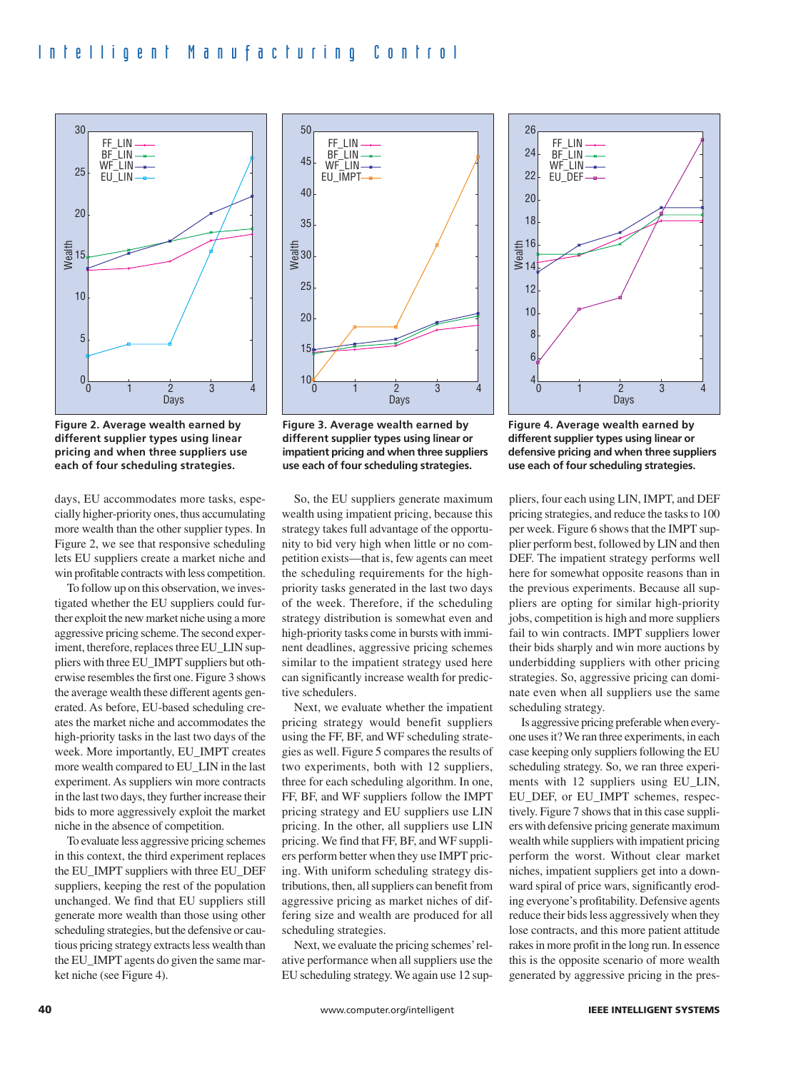Figure 2. Average wealth earned by different supplier types using linear pricing and when three suppliers use each of four scheduling strategies.

Figure 3. Average wealth earned by different supplier types using linear or impatient pricing and when three suppliers use each of four scheduling strategies.

Figure 4. Average wealth earned by different supplier types using linear or defensive pricing and when three suppliers use each of four scheduling strategies.

days, EU accommodates more tasks, especially higher-priority ones, thus accumulating more wealth than the other supplier types. In Figure 2, we see that responsive scheduling lets EU suppliers create a market niche and win profitable contracts with less competition.

To follow up on this observation, we investigated whether the EU suppliers could further exploit the new market niche using a more aggressive pricing scheme. The second experiment, therefore, replaces three EU_LIN suppliers with three EU_IMPT suppliers but otherwise resembles the first one. Figure 3 shows the average wealth these different agents generated. As before, EU-based scheduling creates the market niche and accommodates the high-priority tasks in the last two days of the week. More importantly, EU_IMPT creates more wealth compared to EU_LIN in the last experiment. As suppliers win more contracts in the last two days, they further increase their bids to more aggressively exploit the market niche in the absence of competition.

To evaluate less aggressive pricing schemes in this context, the third experiment replaces the EU_IMPT suppliers with three EU_DEF suppliers, keeping the rest of the population unchanged. We find that EU suppliers still generate more wealth than those using other scheduling strategies, but the defensive or cautious pricing strategy extracts less wealth than the EU_IMPT agents do given the same market niche (see Figure 4).

So, the EU suppliers generate maximum wealth using impatient pricing, because this strategy takes full advantage of the opportunity to bid very high when little or no competition exists—that is, few agents can meet the scheduling requirements for the high-priority tasks generated in the last two days of the week. Therefore, if the scheduling strategy distribution is somewhat even and high-priority tasks come in bursts with imminent deadlines, aggressive pricing schemes similar to the impatient strategy used here can significantly increase wealth for predictive schedulers.

Next, we evaluate whether the impatient pricing strategy would benefit suppliers using the FF, BF, and WF scheduling strategies as well. Figure 5 compares the results of two experiments, both with 12 suppliers, three for each scheduling algorithm. In one, FF, BF, and WF suppliers follow the IMPT pricing strategy and EU suppliers use LIN pricing. In the other, all suppliers use LIN pricing. We find that FF, BF, and WF suppliers perform better when they use IMPT pricing. With uniform scheduling strategy distributions, then, all suppliers can benefit from aggressive pricing as market niches of differing size and wealth are produced for all scheduling strategies.

Next, we evaluate the pricing schemes' relative performance when all suppliers use the EU scheduling strategy. We again use 12 suppliers, four each using LIN, IMPT, and DEF pricing strategies, and reduce the tasks to 100 per week. Figure 6 shows that the IMPT supplier perform best, followed by LIN and then DEF. The impatient strategy performs well here for somewhat opposite reasons than in the previous experiments. Because all suppliers are opting for similar high-priority jobs, competition is high and more suppliers fail to win contracts. IMPT suppliers lower their bids sharply and win more auctions by underbidding suppliers with other pricing strategies. So, aggressive pricing can dominate even when all suppliers use the same scheduling strategy.

Is aggressive pricing preferable when everyone uses it? We ran three experiments, in each case keeping only suppliers following the EU scheduling strategy. So, we ran three experiments with 12 suppliers using EU_LIN, EU_DEF, or EU_IMPT schemes, respectively. Figure 7 shows that in this case suppliers with defensive pricing generate maximum wealth while suppliers with impatient pricing perform the worst. Without clear market niches, impatient suppliers get into a downward spiral of price wars, significantly eroding everyone's profitability. Defensive agents reduce their bids less aggressively when they lose contracts, and this more patient attitude rakes in more profit in the long run. In essence this is the opposite scenario of more wealth generated by aggressive pricing in the pres-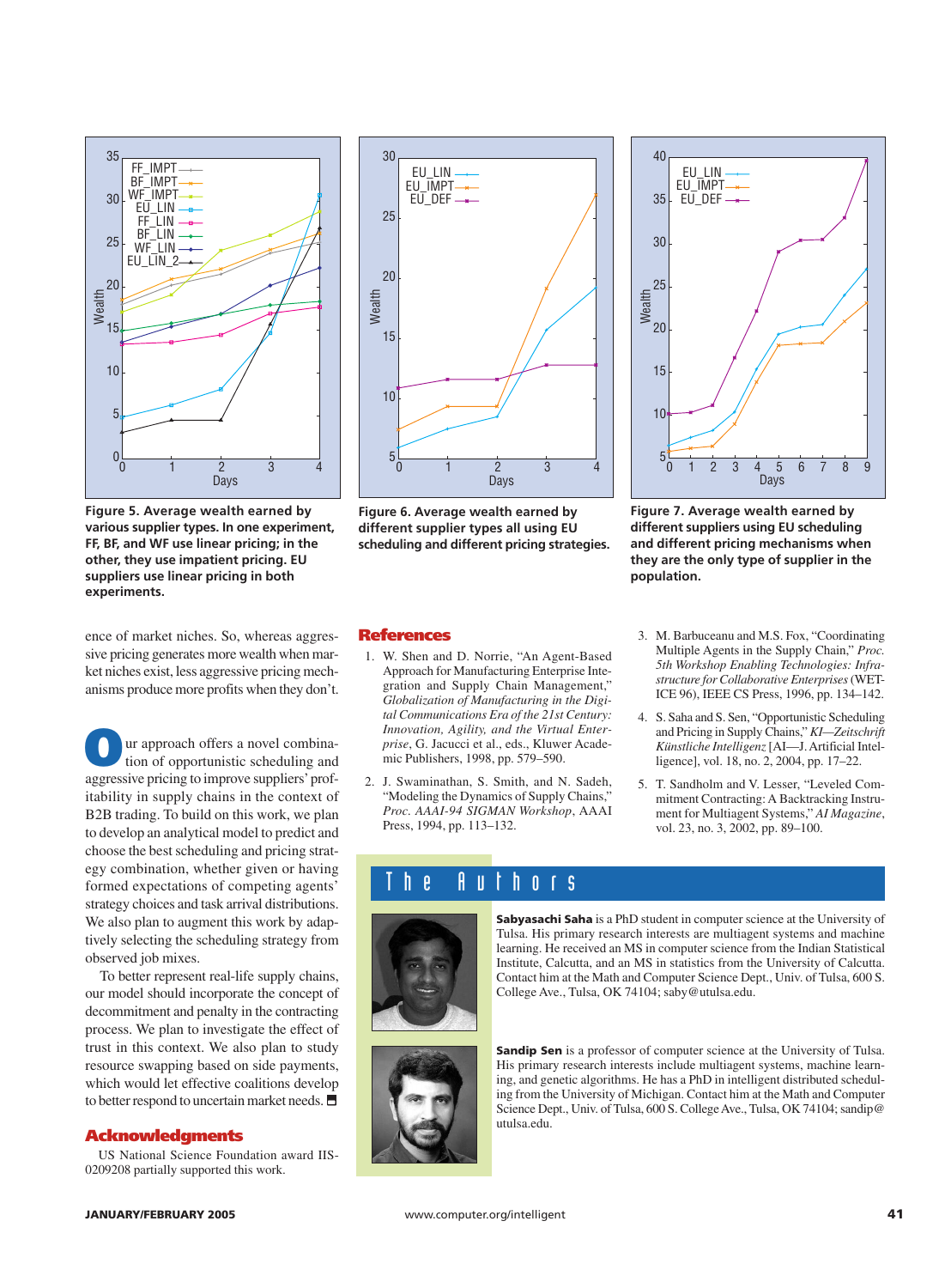35
30
25
20
15
10
5
0
Wealth
0 1 2 3 4
Days
FF_IMPT
BF_IMPT
WF_IMPT
EU_LIN
FF_LIN
BF_LIN
WF_LIN
EU_LIN_2

**Figure 5. Average wealth earned by various supplier types. In one experiment, FF, BF, and WF use linear pricing; in the other, they use impatient pricing. EU suppliers use linear pricing in both experiments.**

30
25
20
15
10
5
Wealth
0 1 2 3 4
Days
EU_LIN
EU_IMPT
EU_DEF

**Figure 6. Average wealth earned by different supplier types all using EU scheduling and different pricing strategies.**

40
35
30
25
20
15
10
5
Wealth
0 1 2 3 4 5 6 7 8 9
Days
EU_LIN
EU_IMPT
EU_DEF

**Figure 7. Average wealth earned by different suppliers using EU scheduling and different pricing mechanisms when they are the only type of supplier in the population.**

ence of market niches. So, whereas aggressive pricing generates more wealth when market niches exist, less aggressive pricing mechanisms produce more profits when they don't.

Our approach offers a novel combination of opportunistic scheduling and aggressive pricing to improve suppliers' profitability in supply chains in the context of B2B trading. To build on this work, we plan to develop an analytical model to predict and choose the best scheduling and pricing strategy combination, whether given or having formed expectations of competing agents' strategy choices and task arrival distributions. We also plan to augment this work by adaptively selecting the scheduling strategy from observed job mixes.

To better represent real-life supply chains, our model should incorporate the concept of decommitment and penalty in the contracting process. We plan to investigate the effect of trust in this context. We also plan to study resource swapping based on side payments, which would let effective coalitions develop to better respond to uncertain market needs.

## Acknowledgments

US National Science Foundation award IIS-0209208 partially supported this work.

## References

1. W. Shen and D. Norrie, "An Agent-Based Approach for Manufacturing Enterprise Integration and Supply Chain Management," *Globalization of Manufacturing in the Digital Communications Era of the 21st Century: Innovation, Agility, and the Virtual Enterprise*, G. Jacucci et al., eds., Kluwer Academic Publishers, 1998, pp. 579–590.
2. J. Swaminathan, S. Smith, and N. Sadeh, "Modeling the Dynamics of Supply Chains," *Proc. AAAI-94 SIGMAN Workshop*, AAAI Press, 1994, pp. 113–132.
3. M. Barbuceanu and M.S. Fox, "Coordinating Multiple Agents in the Supply Chain," *Proc. 5th Workshop Enabling Technologies: Infrastructure for Collaborative Enterprises* (WET-ICE 96), IEEE CS Press, 1996, pp. 134–142.
4. S. Saha and S. Sen, "Opportunistic Scheduling and Pricing in Supply Chains," *KI—Zeitschrift Künstliche Intelligenz* [AI—J. Artificial Intelligence], vol. 18, no. 2, 2004, pp. 17–22.
5. T. Sandholm and V. Lesser, "Leveled Commitment Contracting: A Backtracking Instrument for Multiagent Systems," *AI Magazine*, vol. 23, no. 3, 2002, pp. 89–100.

## The Authors

**Sabyasachi Saha** is a PhD student in computer science at the University of Tulsa. His primary research interests are multiagent systems and machine learning. He received an MS in computer science from the Indian Statistical Institute, Calcutta, and an MS in statistics from the University of Calcutta. Contact him at the Math and Computer Science Dept., Univ. of Tulsa, 600 S. College Ave., Tulsa, OK 74104; saby@utulsa.edu.

**Sandip Sen** is a professor of computer science at the University of Tulsa. His primary research interests include multiagent systems, machine learning, and genetic algorithms. He has a PhD in intelligent distributed scheduling from the University of Michigan. Contact him at the Math and Computer Science Dept., Univ. of Tulsa, 600 S. College Ave., Tulsa, OK 74104; sandip@utulsa.edu.